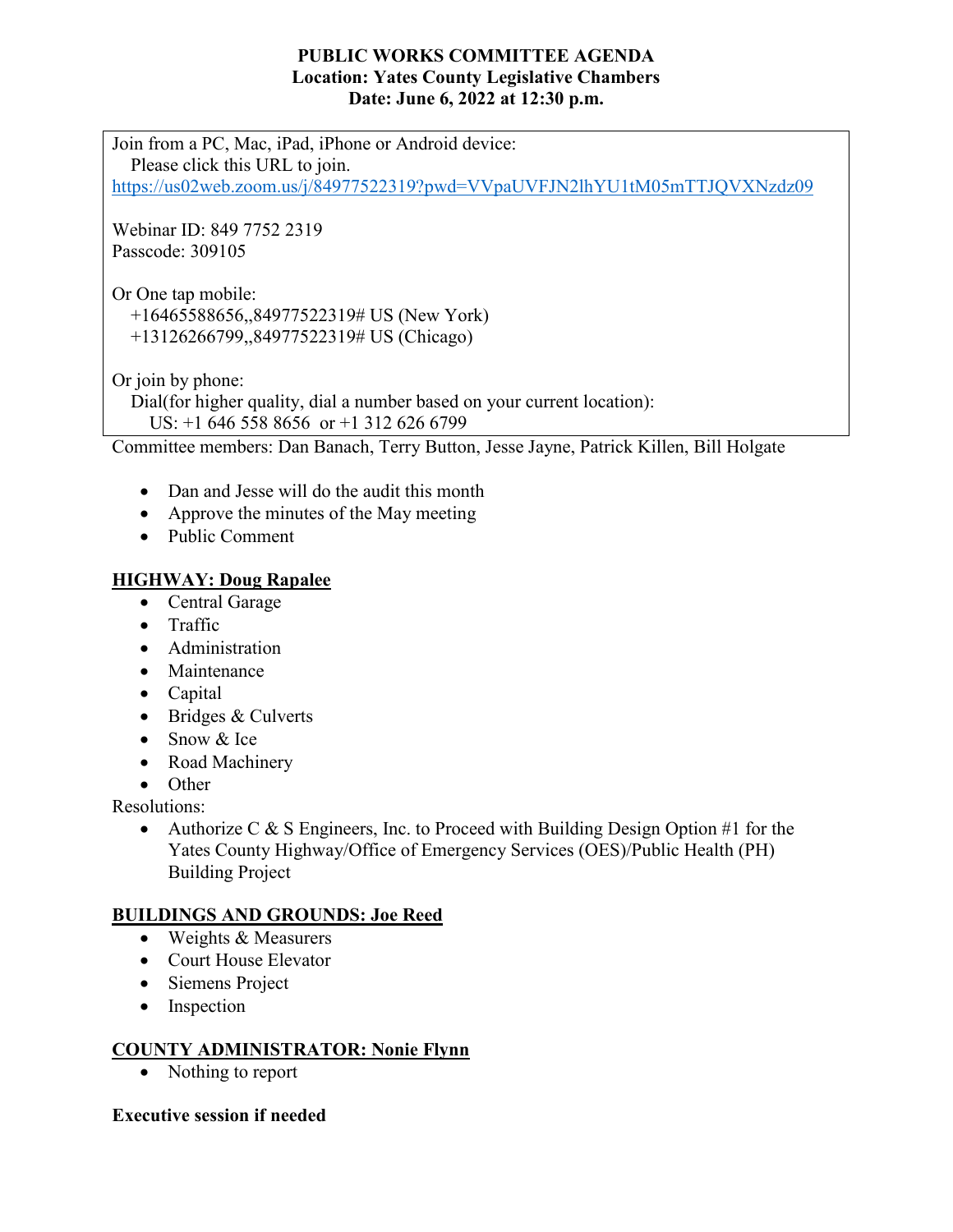# PUBLIC WORKS COMMITTEE AGENDA
**Location: Yates County Legislative Chambers**
**Date: June 6, 2022 at 12:30 p.m.**

Join from a PC, Mac, iPad, iPhone or Android device:
Please click this URL to join.
https://us02web.zoom.us/j/84977522319?pwd=VVpaUVFJN2lhYU1tM05mTTJQVXNzdz09

Webinar ID: 849 7752 2319
Passcode: 309105

Or One tap mobile:
+16465588656,,84977522319# US (New York)
+13126266799,,84977522319# US (Chicago)

Or join by phone:
Dial(for higher quality, dial a number based on your current location):
US: +1 646 558 8656 or +1 312 626 6799

Committee members: Dan Banach, Terry Button, Jesse Jayne, Patrick Killen, Bill Holgate

- Dan and Jesse will do the audit this month
- Approve the minutes of the May meeting
- Public Comment

## HIGHWAY: Doug Rapalee

- Central Garage
- Traffic
- Administration
- Maintenance
- Capital
- Bridges & Culverts
- Snow & Ice
- Road Machinery
- Other

Resolutions:

- Authorize C & S Engineers, Inc. to Proceed with Building Design Option #1 for the Yates County Highway/Office of Emergency Services (OES)/Public Health (PH) Building Project

## BUILDINGS AND GROUNDS: Joe Reed

- Weights & Measurers
- Court House Elevator
- Siemens Project
- Inspection

## COUNTY ADMINISTRATOR: Nonie Flynn

- Nothing to report

**Executive session if needed**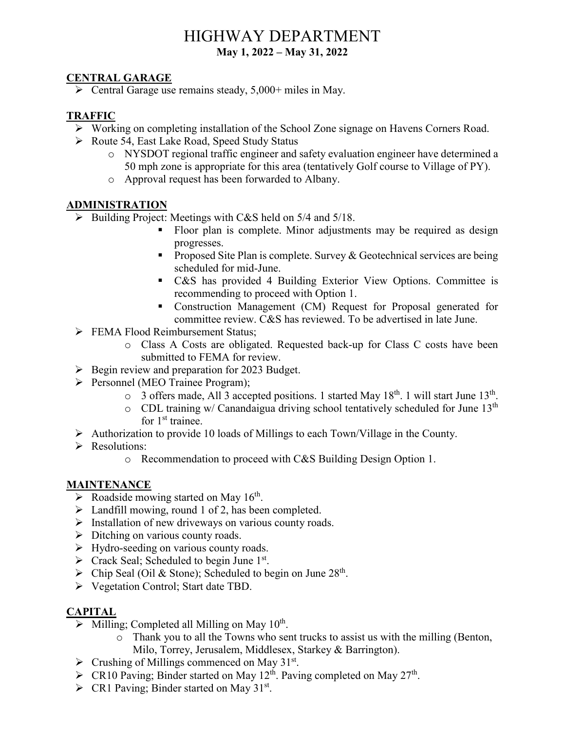# HIGHWAY DEPARTMENT

**May 1, 2022 – May 31, 2022**

## CENTRAL GARAGE

- Central Garage use remains steady, 5,000+ miles in May.

## TRAFFIC

- Working on completing installation of the School Zone signage on Havens Corners Road.
- Route 54, East Lake Road, Speed Study Status
  - NYSDOT regional traffic engineer and safety evaluation engineer have determined a 50 mph zone is appropriate for this area (tentatively Golf course to Village of PY).
  - Approval request has been forwarded to Albany.

## ADMINISTRATION

- Building Project: Meetings with C&S held on 5/4 and 5/18.
  - Floor plan is complete. Minor adjustments may be required as design progresses.
  - Proposed Site Plan is complete. Survey & Geotechnical services are being scheduled for mid-June.
  - C&S has provided 4 Building Exterior View Options. Committee is recommending to proceed with Option 1.
  - Construction Management (CM) Request for Proposal generated for committee review. C&S has reviewed. To be advertised in late June.
- FEMA Flood Reimbursement Status;
  - Class A Costs are obligated. Requested back-up for Class C costs have been submitted to FEMA for review.
- Begin review and preparation for 2023 Budget.
- Personnel (MEO Trainee Program);
  - 3 offers made, All 3 accepted positions. 1 started May 18th. 1 will start June 13th.
  - CDL training w/ Canandaigua driving school tentatively scheduled for June 13th for 1st trainee.
- Authorization to provide 10 loads of Millings to each Town/Village in the County.
- Resolutions:
  - Recommendation to proceed with C&S Building Design Option 1.

## MAINTENANCE

- Roadside mowing started on May 16th.
- Landfill mowing, round 1 of 2, has been completed.
- Installation of new driveways on various county roads.
- Ditching on various county roads.
- Hydro-seeding on various county roads.
- Crack Seal; Scheduled to begin June 1st.
- Chip Seal (Oil & Stone); Scheduled to begin on June 28th.
- Vegetation Control; Start date TBD.

## CAPITAL

- Milling; Completed all Milling on May 10th.
  - Thank you to all the Towns who sent trucks to assist us with the milling (Benton, Milo, Torrey, Jerusalem, Middlesex, Starkey & Barrington).
- Crushing of Millings commenced on May 31st.
- CR10 Paving; Binder started on May 12th. Paving completed on May 27th.
- CR1 Paving; Binder started on May 31st.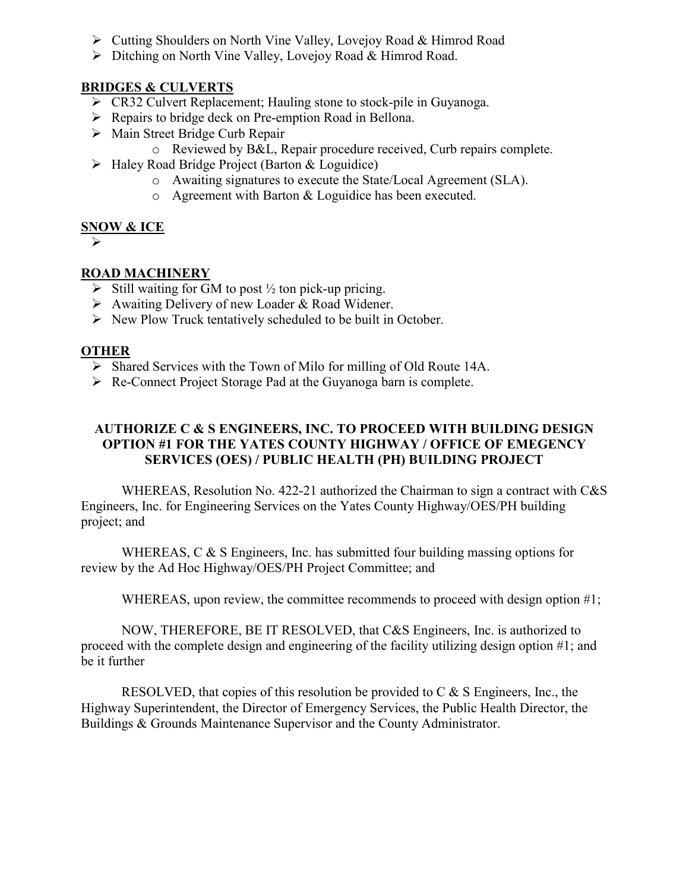- Cutting Shoulders on North Vine Valley, Lovejoy Road & Himrod Road
- Ditching on North Vine Valley, Lovejoy Road & Himrod Road.

**BRIDGES & CULVERTS**

- CR32 Culvert Replacement; Hauling stone to stock-pile in Guyanoga.
- Repairs to bridge deck on Pre-emption Road in Bellona.
- Main Street Bridge Curb Repair
  - Reviewed by B&L, Repair procedure received, Curb repairs complete.
- Haley Road Bridge Project (Barton & Loguidice)
  - Awaiting signatures to execute the State/Local Agreement (SLA).
  - Agreement with Barton & Loguidice has been executed.

**SNOW & ICE**

-

**ROAD MACHINERY**

- Still waiting for GM to post ½ ton pick-up pricing.
- Awaiting Delivery of new Loader & Road Widener.
- New Plow Truck tentatively scheduled to be built in October.

**OTHER**

- Shared Services with the Town of Milo for milling of Old Route 14A.
- Re-Connect Project Storage Pad at the Guyanoga barn is complete.

**AUTHORIZE C & S ENGINEERS, INC. TO PROCEED WITH BUILDING DESIGN OPTION #1 FOR THE YATES COUNTY HIGHWAY / OFFICE OF EMEGENCY SERVICES (OES) / PUBLIC HEALTH (PH) BUILDING PROJECT**

WHEREAS, Resolution No. 422-21 authorized the Chairman to sign a contract with C&S Engineers, Inc. for Engineering Services on the Yates County Highway/OES/PH building project; and

WHEREAS, C & S Engineers, Inc. has submitted four building massing options for review by the Ad Hoc Highway/OES/PH Project Committee; and

WHEREAS, upon review, the committee recommends to proceed with design option #1;

NOW, THEREFORE, BE IT RESOLVED, that C&S Engineers, Inc. is authorized to proceed with the complete design and engineering of the facility utilizing design option #1; and be it further

RESOLVED, that copies of this resolution be provided to C & S Engineers, Inc., the Highway Superintendent, the Director of Emergency Services, the Public Health Director, the Buildings & Grounds Maintenance Supervisor and the County Administrator.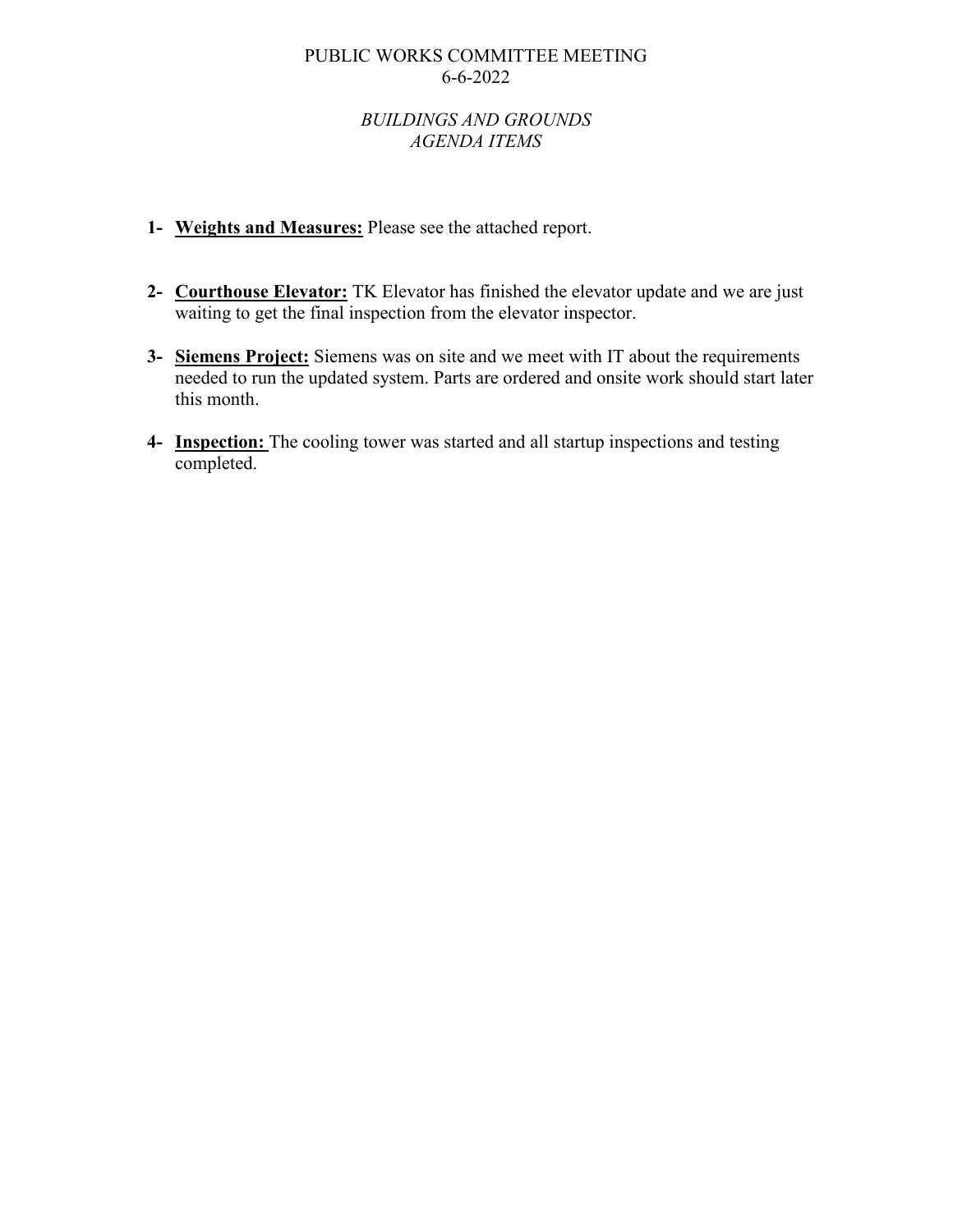# PUBLIC WORKS COMMITTEE MEETING
6-6-2022

## *BUILDINGS AND GROUNDS*
## *AGENDA ITEMS*

1- **Weights and Measures:** Please see the attached report.

2- **Courthouse Elevator:** TK Elevator has finished the elevator update and we are just waiting to get the final inspection from the elevator inspector.

3- **Siemens Project:** Siemens was on site and we meet with IT about the requirements needed to run the updated system. Parts are ordered and onsite work should start later this month.

4- **Inspection:** The cooling tower was started and all startup inspections and testing completed.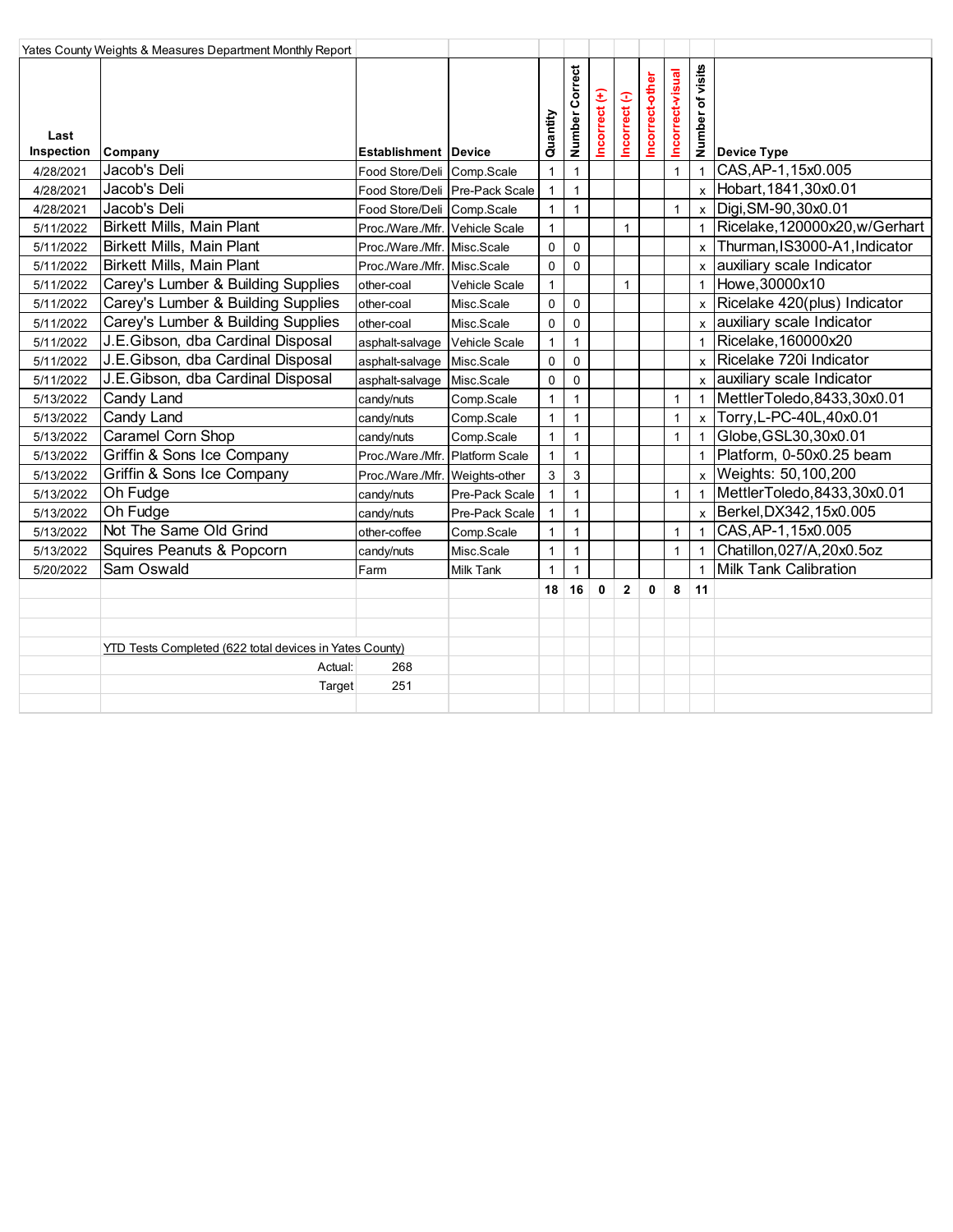Yates County Weights & Measures Department Monthly Report

| Last Inspection | Company | Establishment | Device | Quantity | Number Correct | Incorrect (+) | Incorrect (-) | Incorrect-other | Incorrect-visual | Number of visits | Device Type |
|---|---|---|---|---|---|---|---|---|---|---|---|
| 4/28/2021 | Jacob's Deli | Food Store/Deli | Comp.Scale | 1 | 1 | | | | 1 | 1 | CAS,AP-1,15x0.005 |
| 4/28/2021 | Jacob's Deli | Food Store/Deli | Pre-Pack Scale | 1 | 1 | | | | | x | Hobart,1841,30x0.01 |
| 4/28/2021 | Jacob's Deli | Food Store/Deli | Comp.Scale | 1 | 1 | | | | 1 | x | Digi,SM-90,30x0.01 |
| 5/11/2022 | Birkett Mills, Main Plant | Proc./Ware./Mfr. | Vehicle Scale | 1 | | | 1 | | | 1 | Ricelake,120000x20,w/Gerhart |
| 5/11/2022 | Birkett Mills, Main Plant | Proc./Ware./Mfr. | Misc.Scale | 0 | 0 | | | | | x | Thurman,IS3000-A1,Indicator |
| 5/11/2022 | Birkett Mills, Main Plant | Proc./Ware./Mfr. | Misc.Scale | 0 | 0 | | | | | x | auxiliary scale Indicator |
| 5/11/2022 | Carey's Lumber & Building Supplies | other-coal | Vehicle Scale | 1 | | | 1 | | | 1 | Howe,30000x10 |
| 5/11/2022 | Carey's Lumber & Building Supplies | other-coal | Misc.Scale | 0 | 0 | | | | | x | Ricelake 420(plus) Indicator |
| 5/11/2022 | Carey's Lumber & Building Supplies | other-coal | Misc.Scale | 0 | 0 | | | | | x | auxiliary scale Indicator |
| 5/11/2022 | J.E.Gibson, dba Cardinal Disposal | asphalt-salvage | Vehicle Scale | 1 | 1 | | | | | 1 | Ricelake,160000x20 |
| 5/11/2022 | J.E.Gibson, dba Cardinal Disposal | asphalt-salvage | Misc.Scale | 0 | 0 | | | | | x | Ricelake 720i Indicator |
| 5/11/2022 | J.E.Gibson, dba Cardinal Disposal | asphalt-salvage | Misc.Scale | 0 | 0 | | | | | x | auxiliary scale Indicator |
| 5/13/2022 | Candy Land | candy/nuts | Comp.Scale | 1 | 1 | | | | 1 | 1 | MettlerToledo,8433,30x0.01 |
| 5/13/2022 | Candy Land | candy/nuts | Comp.Scale | 1 | 1 | | | | 1 | x | Torry,L-PC-40L,40x0.01 |
| 5/13/2022 | Caramel Corn Shop | candy/nuts | Comp.Scale | 1 | 1 | | | | 1 | 1 | Globe,GSL30,30x0.01 |
| 5/13/2022 | Griffin & Sons Ice Company | Proc./Ware./Mfr. | Platform Scale | 1 | 1 | | | | | 1 | Platform, 0-50x0.25 beam |
| 5/13/2022 | Griffin & Sons Ice Company | Proc./Ware./Mfr. | Weights-other | 3 | 3 | | | | | x | Weights: 50,100,200 |
| 5/13/2022 | Oh Fudge | candy/nuts | Pre-Pack Scale | 1 | 1 | | | | 1 | 1 | MettlerToledo,8433,30x0.01 |
| 5/13/2022 | Oh Fudge | candy/nuts | Pre-Pack Scale | 1 | 1 | | | | | x | Berkel,DX342,15x0.005 |
| 5/13/2022 | Not The Same Old Grind | other-coffee | Comp.Scale | 1 | 1 | | | | 1 | 1 | CAS,AP-1,15x0.005 |
| 5/13/2022 | Squires Peanuts & Popcorn | candy/nuts | Misc.Scale | 1 | 1 | | | | 1 | 1 | Chatillon,027/A,20x0.5oz |
| 5/20/2022 | Sam Oswald | Farm | Milk Tank | 1 | 1 | | | | | 1 | Milk Tank Calibration |
| | | | | 18 | 16 | 0 | 2 | 0 | 8 | 11 | |

YTD Tests Completed (622 total devices in Yates County)

| | |
|---|---|
| Actual: | 268 |
| Target | 251 |